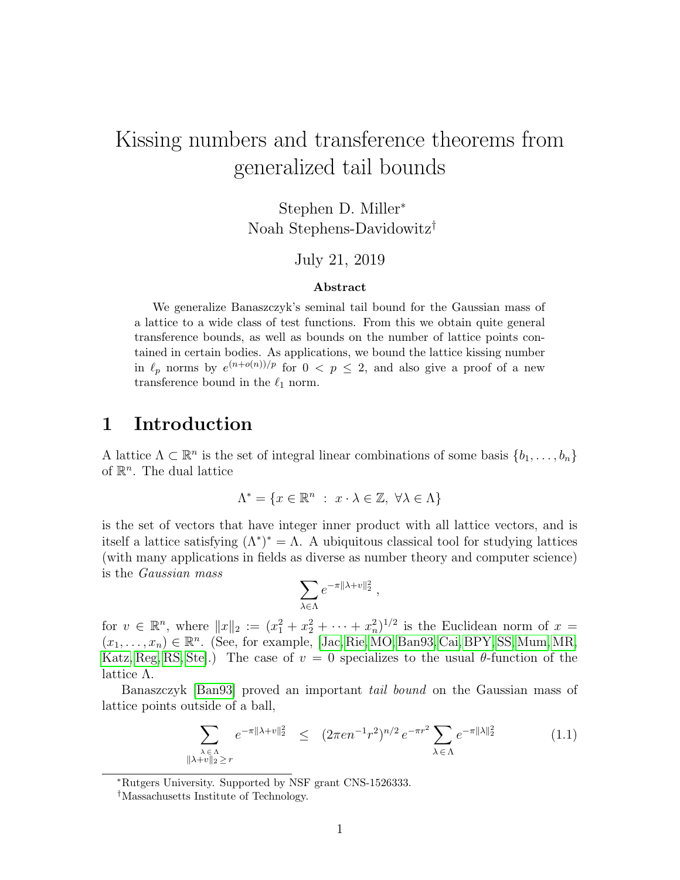# Kissing numbers and transference theorems from generalized tail bounds

Stephen D. Miller*
Noah Stephens-Davidowitz†

July 21, 2019

**Abstract**

We generalize Banaszczyk's seminal tail bound for the Gaussian mass of a lattice to a wide class of test functions. From this we obtain quite general transference bounds, as well as bounds on the number of lattice points contained in certain bodies. As applications, we bound the lattice kissing number in $\ell_p$ norms by $e^{(n+o(n))/p}$ for $0 < p \le 2$, and also give a proof of a new transference bound in the $\ell_1$ norm.

## 1 Introduction

A lattice $\Lambda \subset \mathbb{R}^n$ is the set of integral linear combinations of some basis $\{b_1, \ldots, b_n\}$ of $\mathbb{R}^n$. The dual lattice

$$\Lambda^* = \{x \in \mathbb{R}^n \ : \ x \cdot \lambda \in \mathbb{Z}, \ \forall \lambda \in \Lambda\}$$

is the set of vectors that have integer inner product with all lattice vectors, and is itself a lattice satisfying $(\Lambda^*)^* = \Lambda$. A ubiquitous classical tool for studying lattices (with many applications in fields as diverse as number theory and computer science) is the *Gaussian mass*

$$\sum_{\lambda \in \Lambda} e^{-\pi \|\lambda + v\|_2^2} \, ,$$

for $v \in \mathbb{R}^n$, where $\|x\|_2 := (x_1^2 + x_2^2 + \cdots + x_n^2)^{1/2}$ is the Euclidean norm of $x = (x_1, \ldots, x_n) \in \mathbb{R}^n$. (See, for example, [Jac, Rie, MO, Ban93, Cai, BPY, SS, Mum, MR, Katz, Reg, RS, Ste].) The case of $v = 0$ specializes to the usual $\theta$-function of the lattice $\Lambda$.

Banaszczyk [Ban93] proved an important *tail bound* on the Gaussian mass of lattice points outside of a ball,

$$\sum_{\substack{\lambda \in \Lambda \\ \|\lambda + v\|_2 \ge r}} e^{-\pi \|\lambda + v\|_2^2} \quad \le \quad (2\pi e n^{-1} r^2)^{n/2} \, e^{-\pi r^2} \sum_{\lambda \in \Lambda} e^{-\pi \|\lambda\|_2^2} \tag{1.1}$$

*Rutgers University. Supported by NSF grant CNS-1526333.

†Massachusetts Institute of Technology.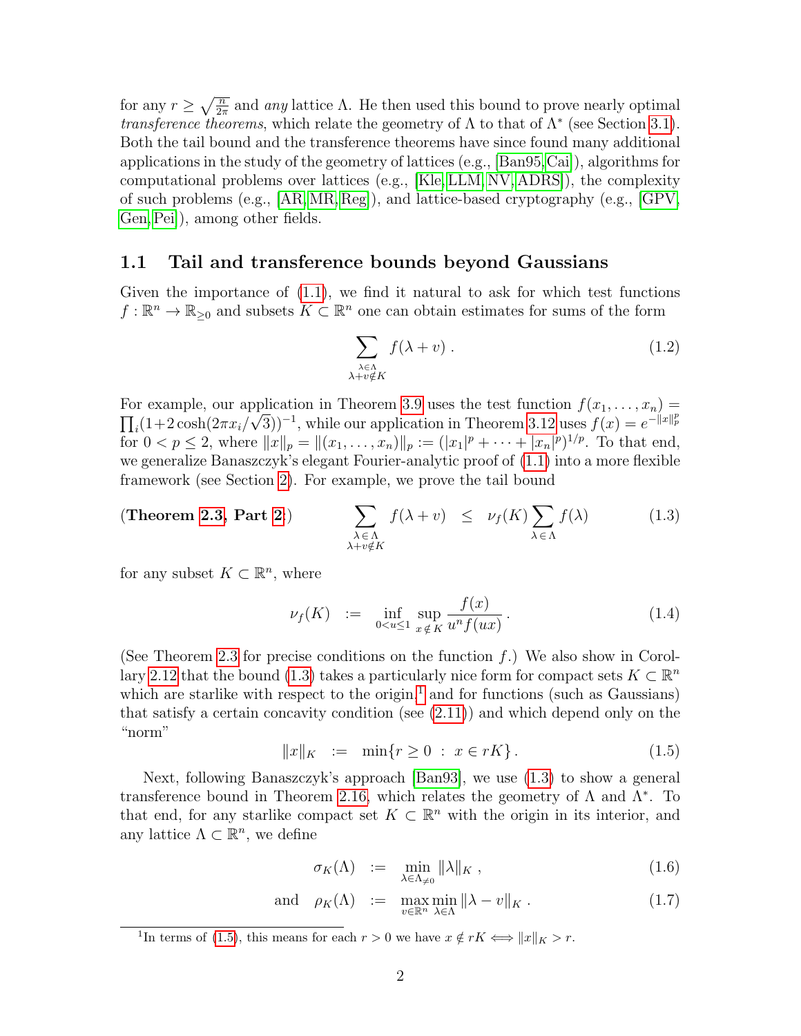for any $r \geq \sqrt{\frac{n}{2\pi}}$ and *any* lattice $\Lambda$. He then used this bound to prove nearly optimal *transference theorems*, which relate the geometry of $\Lambda$ to that of $\Lambda^*$ (see Section 3.1). Both the tail bound and the transference theorems have since found many additional applications in the study of the geometry of lattices (e.g., [Ban95, Cai]), algorithms for computational problems over lattices (e.g., [Kle, LLM, NV, ADRS]), the complexity of such problems (e.g., [AR, MR, Reg]), and lattice-based cryptography (e.g., [GPV, Gen, Pei]), among other fields.

## 1.1 Tail and transference bounds beyond Gaussians

Given the importance of (1.1), we find it natural to ask for which test functions $f : \mathbb{R}^n \to \mathbb{R}_{\geq 0}$ and subsets $K \subset \mathbb{R}^n$ one can obtain estimates for sums of the form

$$\sum_{\substack{\lambda \in \Lambda \\ \lambda + v \notin K}} f(\lambda + v) \,. \tag{1.2}$$

For example, our application in Theorem 3.9 uses the test function $f(x_1, \ldots, x_n) = \prod_i (1 + 2\cosh(2\pi x_i/\sqrt{3}))^{-1}$, while our application in Theorem 3.12 uses $f(x) = e^{-\|x\|_p^p}$ for $0 < p \leq 2$, where $\|x\|_p = \|(x_1, \ldots, x_n)\|_p := (|x_1|^p + \cdots + |x_n|^p)^{1/p}$. To that end, we generalize Banaszczyk's elegant Fourier-analytic proof of (1.1) into a more flexible framework (see Section 2). For example, we prove the tail bound

$$(\textbf{Theorem 2.3, Part 2}) \qquad \sum_{\substack{\lambda \in \Lambda \\ \lambda + v \notin K}} f(\lambda + v) \;\; \leq \;\; \nu_f(K) \sum_{\lambda \in \Lambda} f(\lambda) \tag{1.3}$$

for any subset $K \subset \mathbb{R}^n$, where

$$\nu_f(K) \;\; := \;\; \inf_{0 < u \leq 1} \sup_{x \notin K} \frac{f(x)}{u^n f(ux)} \,. \tag{1.4}$$

(See Theorem 2.3 for precise conditions on the function $f$.) We also show in Corollary 2.12 that the bound (1.3) takes a particularly nice form for compact sets $K \subset \mathbb{R}^n$ which are starlike with respect to the origin,[1] and for functions (such as Gaussians) that satisfy a certain concavity condition (see (2.11)) and which depend only on the "norm"

$$\|x\|_K \;\; := \;\; \min\{r \geq 0 \; : \; x \in rK\} \,. \tag{1.5}$$

Next, following Banaszczyk's approach [Ban93], we use (1.3) to show a general transference bound in Theorem 2.16, which relates the geometry of $\Lambda$ and $\Lambda^*$. To that end, for any starlike compact set $K \subset \mathbb{R}^n$ with the origin in its interior, and any lattice $\Lambda \subset \mathbb{R}^n$, we define

$$\sigma_K(\Lambda) \;\; := \;\; \min_{\lambda \in \Lambda_{\neq 0}} \|\lambda\|_K \,, \tag{1.6}$$

$$\text{and} \quad \rho_K(\Lambda) \;\; := \;\; \max_{v \in \mathbb{R}^n} \min_{\lambda \in \Lambda} \|\lambda - v\|_K \,. \tag{1.7}$$

[1] In terms of (1.5), this means for each $r > 0$ we have $x \notin rK \iff \|x\|_K > r$.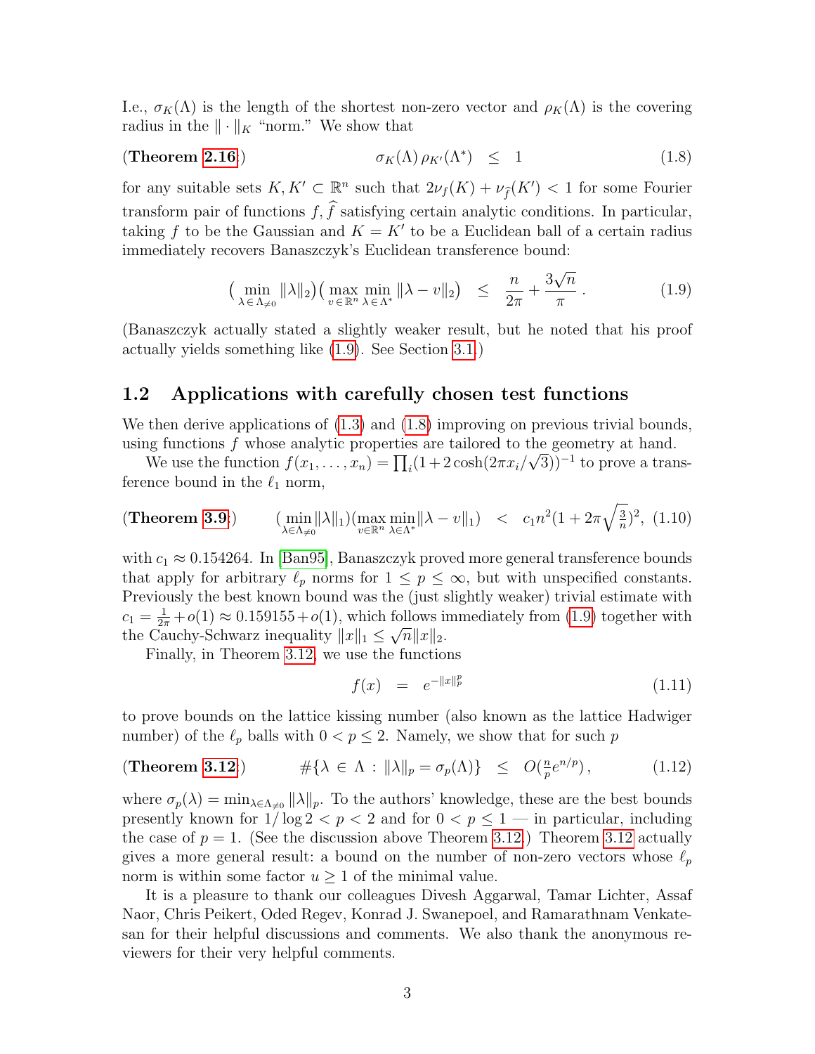I.e., $\sigma_K(\Lambda)$ is the length of the shortest non-zero vector and $\rho_K(\Lambda)$ is the covering radius in the $\|\cdot\|_K$ "norm." We show that

$$\text{(Theorem 2.16)} \qquad \sigma_K(\Lambda)\,\rho_{K'}(\Lambda^*) \;\;\leq\;\; 1 \tag{1.8}$$

for any suitable sets $K, K' \subset \mathbb{R}^n$ such that $2\nu_f(K) + \nu_{\widehat{f}}(K') < 1$ for some Fourier transform pair of functions $f, \widehat{f}$ satisfying certain analytic conditions. In particular, taking $f$ to be the Gaussian and $K = K'$ to be a Euclidean ball of a certain radius immediately recovers Banaszczyk's Euclidean transference bound:

$$\Big(\min_{\lambda \in \Lambda_{\neq 0}} \|\lambda\|_2\Big)\Big(\max_{v \in \mathbb{R}^n} \min_{\lambda \in \Lambda^*} \|\lambda - v\|_2\Big) \;\;\leq\;\; \frac{n}{2\pi} + \frac{3\sqrt{n}}{\pi}\,. \tag{1.9}$$

(Banaszczyk actually stated a slightly weaker result, but he noted that his proof actually yields something like (1.9). See Section 3.1.)

## 1.2 Applications with carefully chosen test functions

We then derive applications of (1.3) and (1.8) improving on previous trivial bounds, using functions $f$ whose analytic properties are tailored to the geometry at hand.

We use the function $f(x_1,\ldots,x_n) = \prod_i (1+2\cosh(2\pi x_i/\sqrt{3}))^{-1}$ to prove a transference bound in the $\ell_1$ norm,

$$\text{(Theorem 3.9)} \qquad \big(\min_{\lambda\in\Lambda_{\neq 0}}\|\lambda\|_1\big)\big(\max_{v\in\mathbb{R}^n}\min_{\lambda\in\Lambda^*}\|\lambda - v\|_1\big) \;\;<\;\; c_1 n^2\Big(1+2\pi\sqrt{\tfrac{3}{n}}\Big)^2, \tag{1.10}$$

with $c_1 \approx 0.154264$. In [Ban95], Banaszczyk proved more general transference bounds that apply for arbitrary $\ell_p$ norms for $1 \leq p \leq \infty$, but with unspecified constants. Previously the best known bound was the (just slightly weaker) trivial estimate with $c_1 = \frac{1}{2\pi} + o(1) \approx 0.159155 + o(1)$, which follows immediately from (1.9) together with the Cauchy-Schwarz inequality $\|x\|_1 \leq \sqrt{n}\|x\|_2$.

Finally, in Theorem 3.12, we use the functions

$$f(x) \;\;=\;\; e^{-\|x\|_p^p} \tag{1.11}$$

to prove bounds on the lattice kissing number (also known as the lattice Hadwiger number) of the $\ell_p$ balls with $0 < p \leq 2$. Namely, we show that for such $p$

$$\text{(Theorem 3.12)} \qquad \#\{\lambda \,\in\, \Lambda \,:\, \|\lambda\|_p = \sigma_p(\Lambda)\} \;\;\leq\;\; O(\tfrac{n}{p}e^{n/p})\,, \tag{1.12}$$

where $\sigma_p(\lambda) = \min_{\lambda\in\Lambda_{\neq 0}}\|\lambda\|_p$. To the authors' knowledge, these are the best bounds presently known for $1/\log 2 < p < 2$ and for $0 < p \leq 1$ — in particular, including the case of $p = 1$. (See the discussion above Theorem 3.12.) Theorem 3.12 actually gives a more general result: a bound on the number of non-zero vectors whose $\ell_p$ norm is within some factor $u \geq 1$ of the minimal value.

It is a pleasure to thank our colleagues Divesh Aggarwal, Tamar Lichter, Assaf Naor, Chris Peikert, Oded Regev, Konrad J. Swanepoel, and Ramarathnam Venkatesan for their helpful discussions and comments. We also thank the anonymous reviewers for their very helpful comments.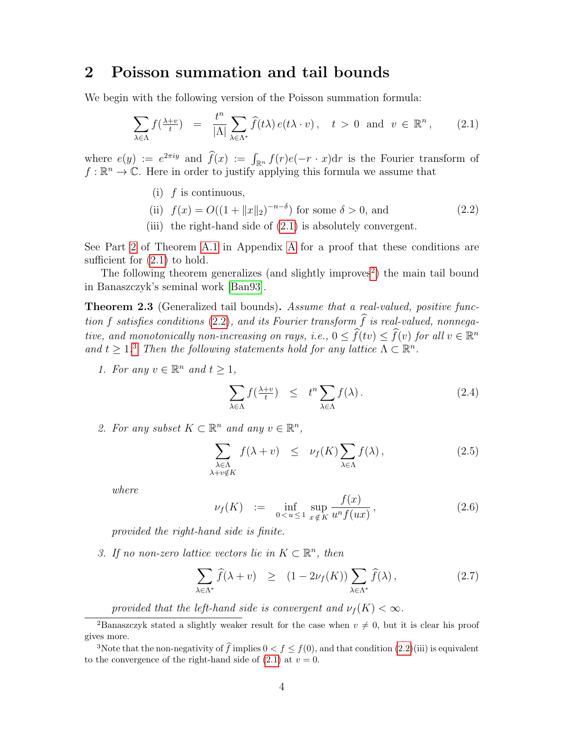## 2 Poisson summation and tail bounds

We begin with the following version of the Poisson summation formula:

$$\sum_{\lambda \in \Lambda} f(\tfrac{\lambda+v}{t}) \;\; = \;\; \frac{t^n}{|\Lambda|} \sum_{\lambda \in \Lambda^*} \widehat{f}(t\lambda)\, e(t\lambda \cdot v)\,, \quad t \; > \; 0 \;\text{ and }\; v \; \in \; \mathbb{R}^n\,, \tag{2.1}$$

where $e(y) := e^{2\pi i y}$ and $\widehat{f}(x) := \int_{\mathbb{R}^n} f(r) e(-r \cdot x) \mathrm{d}r$ is the Fourier transform of $f : \mathbb{R}^n \to \mathbb{C}$. Here in order to justify applying this formula we assume that

$$\begin{aligned} &\text{(i)} \;\; f \text{ is continuous,} \\ &\text{(ii)} \;\; f(x) = O((1 + \|x\|_2)^{-n-\delta}) \text{ for some } \delta > 0, \text{ and} \\ &\text{(iii)} \;\; \text{the right-hand side of (2.1) is absolutely convergent.} \end{aligned} \tag{2.2}$$

See Part 2 of Theorem A.1 in Appendix A for a proof that these conditions are sufficient for (2.1) to hold.

The following theorem generalizes (and slightly improves[2]) the main tail bound in Banaszczyk's seminal work [Ban93].

**Theorem 2.3** (Generalized tail bounds)**.** *Assume that a real-valued, positive function $f$ satisfies conditions (2.2), and its Fourier transform $\widehat{f}$ is real-valued, nonnegative, and monotonically non-increasing on rays, i.e., $0 \le \widehat{f}(tv) \le \widehat{f}(v)$ for all $v \in \mathbb{R}^n$ and $t \ge 1$.*[3] *Then the following statements hold for any lattice $\Lambda \subset \mathbb{R}^n$.*

1. *For any $v \in \mathbb{R}^n$ and $t \ge 1$,*

$$\sum_{\lambda \in \Lambda} f(\tfrac{\lambda+v}{t}) \;\; \le \;\; t^n \sum_{\lambda \in \Lambda} f(\lambda)\,. \tag{2.4}$$

2. *For any subset $K \subset \mathbb{R}^n$ and any $v \in \mathbb{R}^n$,*

$$\sum_{\substack{\lambda \in \Lambda \\ \lambda + v \notin K}} f(\lambda + v) \;\; \le \;\; \nu_f(K) \sum_{\lambda \in \Lambda} f(\lambda)\,, \tag{2.5}$$

   *where*

$$\nu_f(K) \;\; := \;\; \inf_{0 < u \le 1} \sup_{x \notin K} \frac{f(x)}{u^n f(ux)}\,, \tag{2.6}$$

   *provided the right-hand side is finite.*

3. *If no non-zero lattice vectors lie in $K \subset \mathbb{R}^n$, then*

$$\sum_{\lambda \in \Lambda^*} \widehat{f}(\lambda + v) \;\; \ge \;\; (1 - 2\nu_f(K)) \sum_{\lambda \in \Lambda^*} \widehat{f}(\lambda)\,, \tag{2.7}$$

   *provided that the left-hand side is convergent and $\nu_f(K) < \infty$.*

---

[2] Banaszczyk stated a slightly weaker result for the case when $v \neq 0$, but it is clear his proof gives more.

[3] Note that the non-negativity of $\widehat{f}$ implies $0 < f \le f(0)$, and that condition (2.2)(iii) is equivalent to the convergence of the right-hand side of (2.1) at $v = 0$.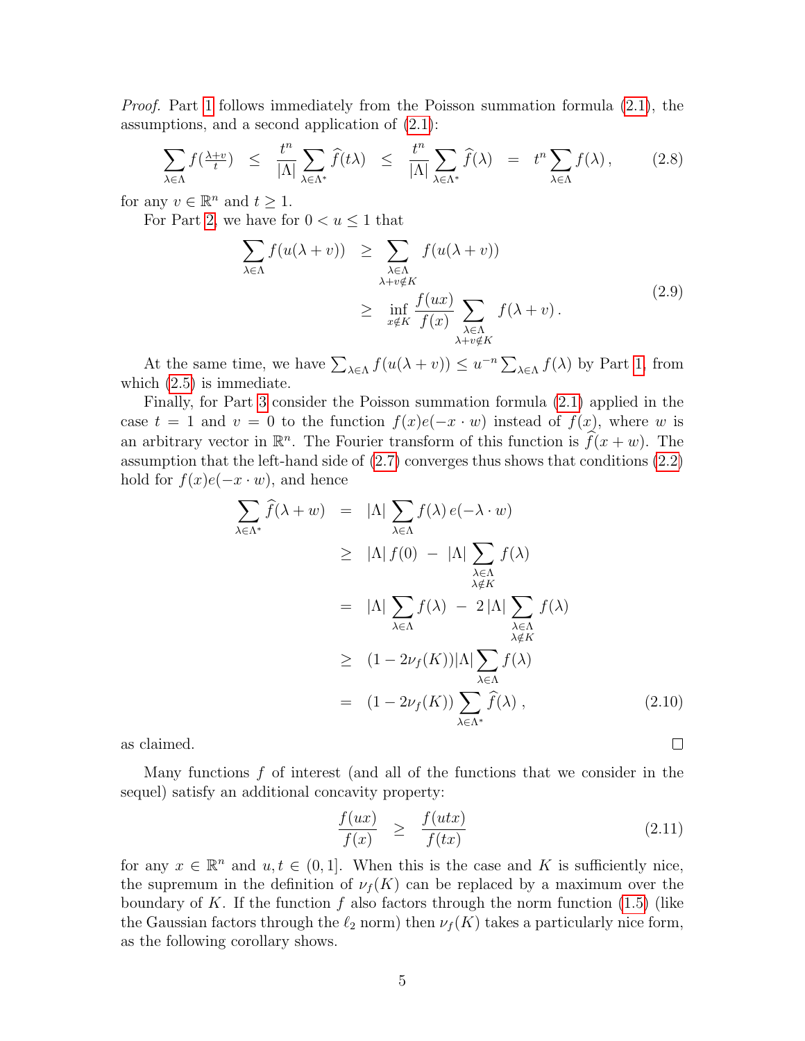*Proof.* Part 1 follows immediately from the Poisson summation formula (2.1), the assumptions, and a second application of (2.1):

$$\sum_{\lambda\in\Lambda} f(\tfrac{\lambda+v}{t}) \;\le\; \frac{t^n}{|\Lambda|}\sum_{\lambda\in\Lambda^*}\widehat{f}(t\lambda) \;\le\; \frac{t^n}{|\Lambda|}\sum_{\lambda\in\Lambda^*}\widehat{f}(\lambda) \;=\; t^n\sum_{\lambda\in\Lambda} f(\lambda)\,, \tag{2.8}$$

for any $v\in\mathbb{R}^n$ and $t\ge 1$.

For Part 2, we have for $0<u\le 1$ that

$$\begin{aligned}\sum_{\lambda\in\Lambda} f(u(\lambda+v)) \;&\ge\; \sum_{\substack{\lambda\in\Lambda\\ \lambda+v\notin K}} f(u(\lambda+v))\\ &\ge\; \inf_{x\notin K}\frac{f(ux)}{f(x)}\sum_{\substack{\lambda\in\Lambda\\ \lambda+v\notin K}} f(\lambda+v)\,.\end{aligned} \tag{2.9}$$

At the same time, we have $\sum_{\lambda\in\Lambda} f(u(\lambda+v)) \le u^{-n}\sum_{\lambda\in\Lambda} f(\lambda)$ by Part 1, from which (2.5) is immediate.

Finally, for Part 3 consider the Poisson summation formula (2.1) applied in the case $t=1$ and $v=0$ to the function $f(x)e(-x\cdot w)$ instead of $f(x)$, where $w$ is an arbitrary vector in $\mathbb{R}^n$. The Fourier transform of this function is $\widehat{f}(x+w)$. The assumption that the left-hand side of (2.7) converges thus shows that conditions (2.2) hold for $f(x)e(-x\cdot w)$, and hence

$$\begin{aligned}\sum_{\lambda\in\Lambda^*}\widehat{f}(\lambda+w) \;&=\; |\Lambda|\sum_{\lambda\in\Lambda} f(\lambda)\,e(-\lambda\cdot w)\\ &\ge\; |\Lambda|\,f(0) \;-\; |\Lambda|\sum_{\substack{\lambda\in\Lambda\\ \lambda\notin K}} f(\lambda)\\ &=\; |\Lambda|\sum_{\lambda\in\Lambda} f(\lambda) \;-\; 2\,|\Lambda|\sum_{\substack{\lambda\in\Lambda\\ \lambda\notin K}} f(\lambda)\\ &\ge\; (1-2\nu_f(K))|\Lambda|\sum_{\lambda\in\Lambda} f(\lambda)\\ &=\; (1-2\nu_f(K))\sum_{\lambda\in\Lambda^*}\widehat{f}(\lambda)\,,\end{aligned} \tag{2.10}$$

as claimed. $\square$

Many functions $f$ of interest (and all of the functions that we consider in the sequel) satisfy an additional concavity property:

$$\frac{f(ux)}{f(x)} \;\ge\; \frac{f(utx)}{f(tx)} \tag{2.11}$$

for any $x\in\mathbb{R}^n$ and $u,t\in(0,1]$. When this is the case and $K$ is sufficiently nice, the supremum in the definition of $\nu_f(K)$ can be replaced by a maximum over the boundary of $K$. If the function $f$ also factors through the norm function (1.5) (like the Gaussian factors through the $\ell_2$ norm) then $\nu_f(K)$ takes a particularly nice form, as the following corollary shows.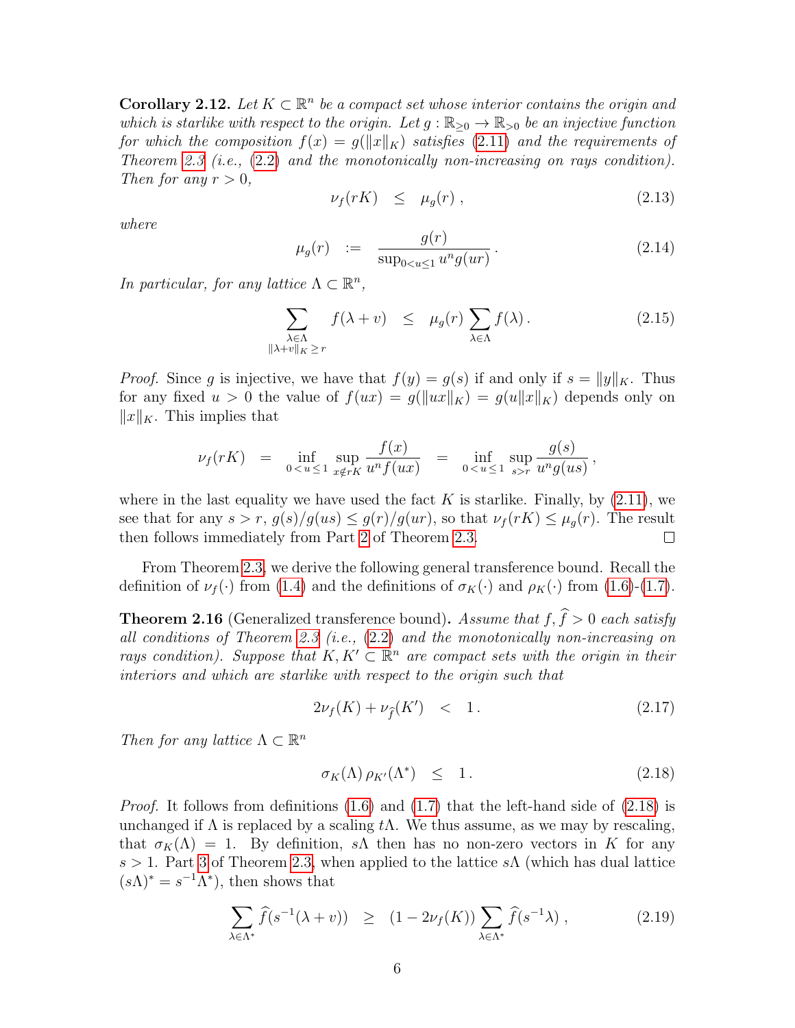**Corollary 2.12.** *Let $K \subset \mathbb{R}^n$ be a compact set whose interior contains the origin and which is starlike with respect to the origin. Let $g : \mathbb{R}_{\geq 0} \to \mathbb{R}_{>0}$ be an injective function for which the composition $f(x) = g(\|x\|_K)$ satisfies (2.11) and the requirements of Theorem 2.3 (i.e., (2.2) and the monotonically non-increasing on rays condition). Then for any $r > 0$,*

$$\nu_f(rK) \quad \leq \quad \mu_g(r) \,, \tag{2.13}$$

*where*

$$\mu_g(r) \quad := \quad \frac{g(r)}{\sup_{0<u\leq 1} u^n g(ur)} \,. \tag{2.14}$$

*In particular, for any lattice $\Lambda \subset \mathbb{R}^n$,*

$$\sum_{\substack{\lambda \in \Lambda \\ \|\lambda + v\|_K \geq r}} f(\lambda + v) \quad \leq \quad \mu_g(r) \sum_{\lambda \in \Lambda} f(\lambda) \,. \tag{2.15}$$

*Proof.* Since $g$ is injective, we have that $f(y) = g(s)$ if and only if $s = \|y\|_K$. Thus for any fixed $u > 0$ the value of $f(ux) = g(\|ux\|_K) = g(u\|x\|_K)$ depends only on $\|x\|_K$. This implies that

$$\nu_f(rK) \quad = \quad \inf_{0\,<\,u\,\leq\,1} \sup_{x \notin rK} \frac{f(x)}{u^n f(ux)} \quad = \quad \inf_{0\,<\,u\,\leq\,1} \sup_{s > r} \frac{g(s)}{u^n g(us)} \,,$$

where in the last equality we have used the fact $K$ is starlike. Finally, by (2.11), we see that for any $s > r$, $g(s)/g(us) \leq g(r)/g(ur)$, so that $\nu_f(rK) \leq \mu_g(r)$. The result then follows immediately from Part 2 of Theorem 2.3. $\square$

From Theorem 2.3, we derive the following general transference bound. Recall the definition of $\nu_f(\cdot)$ from (1.4) and the definitions of $\sigma_K(\cdot)$ and $\rho_K(\cdot)$ from (1.6)-(1.7).

**Theorem 2.16** (Generalized transference bound)**.** *Assume that $f, \widehat{f} > 0$ each satisfy all conditions of Theorem 2.3 (i.e., (2.2) and the monotonically non-increasing on rays condition). Suppose that $K, K' \subset \mathbb{R}^n$ are compact sets with the origin in their interiors and which are starlike with respect to the origin such that*

$$2\nu_f(K) + \nu_{\widehat{f}}(K') \quad < \quad 1 \,. \tag{2.17}$$

*Then for any lattice $\Lambda \subset \mathbb{R}^n$*

$$\sigma_K(\Lambda)\, \rho_{K'}(\Lambda^*) \quad \leq \quad 1 \,. \tag{2.18}$$

*Proof.* It follows from definitions (1.6) and (1.7) that the left-hand side of (2.18) is unchanged if $\Lambda$ is replaced by a scaling $t\Lambda$. We thus assume, as we may by rescaling, that $\sigma_K(\Lambda) = 1$. By definition, $s\Lambda$ then has no non-zero vectors in $K$ for any $s > 1$. Part 3 of Theorem 2.3, when applied to the lattice $s\Lambda$ (which has dual lattice $(s\Lambda)^* = s^{-1}\Lambda^*$), then shows that

$$\sum_{\lambda \in \Lambda^*} \widehat{f}(s^{-1}(\lambda + v)) \quad \geq \quad (1 - 2\nu_f(K)) \sum_{\lambda \in \Lambda^*} \widehat{f}(s^{-1}\lambda) \,, \tag{2.19}$$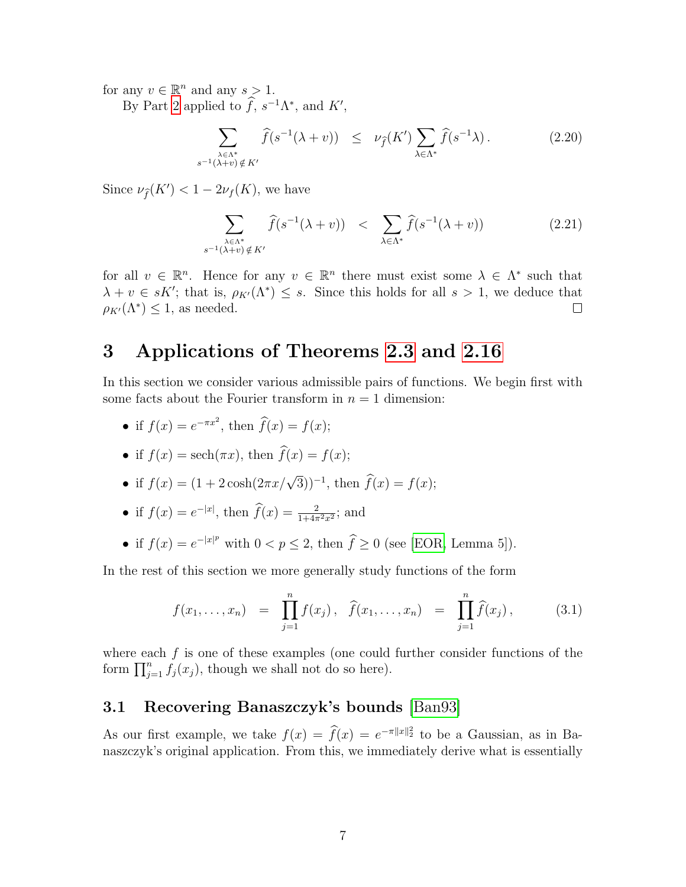for any $v \in \mathbb{R}^n$ and any $s > 1$.

By Part 2 applied to $\widehat{f}$, $s^{-1}\Lambda^*$, and $K'$,

$$\sum_{\substack{\lambda \in \Lambda^* \\ s^{-1}(\lambda+v) \notin K'}} \widehat{f}(s^{-1}(\lambda+v)) \quad \leq \quad \nu_{\widehat{f}}(K') \sum_{\lambda \in \Lambda^*} \widehat{f}(s^{-1}\lambda) \,. \tag{2.20}$$

Since $\nu_{\widehat{f}}(K') < 1 - 2\nu_f(K)$, we have

$$\sum_{\substack{\lambda \in \Lambda^* \\ s^{-1}(\lambda+v) \notin K'}} \widehat{f}(s^{-1}(\lambda+v)) \quad < \quad \sum_{\lambda \in \Lambda^*} \widehat{f}(s^{-1}(\lambda+v)) \tag{2.21}$$

for all $v \in \mathbb{R}^n$. Hence for any $v \in \mathbb{R}^n$ there must exist some $\lambda \in \Lambda^*$ such that $\lambda + v \in sK'$; that is, $\rho_{K'}(\Lambda^*) \leq s$. Since this holds for all $s > 1$, we deduce that $\rho_{K'}(\Lambda^*) \leq 1$, as needed. □

# 3 Applications of Theorems 2.3 and 2.16

In this section we consider various admissible pairs of functions. We begin first with some facts about the Fourier transform in $n = 1$ dimension:

- if $f(x) = e^{-\pi x^2}$, then $\widehat{f}(x) = f(x)$;
- if $f(x) = \operatorname{sech}(\pi x)$, then $\widehat{f}(x) = f(x)$;
- if $f(x) = (1 + 2\cosh(2\pi x/\sqrt{3}))^{-1}$, then $\widehat{f}(x) = f(x)$;
- if $f(x) = e^{-|x|}$, then $\widehat{f}(x) = \frac{2}{1+4\pi^2 x^2}$; and
- if $f(x) = e^{-|x|^p}$ with $0 < p \leq 2$, then $\widehat{f} \geq 0$ (see [EOR, Lemma 5]).

In the rest of this section we more generally study functions of the form

$$f(x_1, \ldots, x_n) \quad = \quad \prod_{j=1}^{n} f(x_j) \,, \quad \widehat{f}(x_1, \ldots, x_n) \quad = \quad \prod_{j=1}^{n} \widehat{f}(x_j) \,, \tag{3.1}$$

where each $f$ is one of these examples (one could further consider functions of the form $\prod_{j=1}^{n} f_j(x_j)$, though we shall not do so here).

## 3.1 Recovering Banaszczyk's bounds [Ban93]

As our first example, we take $f(x) = \widehat{f}(x) = e^{-\pi\|x\|_2^2}$ to be a Gaussian, as in Banaszczyk's original application. From this, we immediately derive what is essentially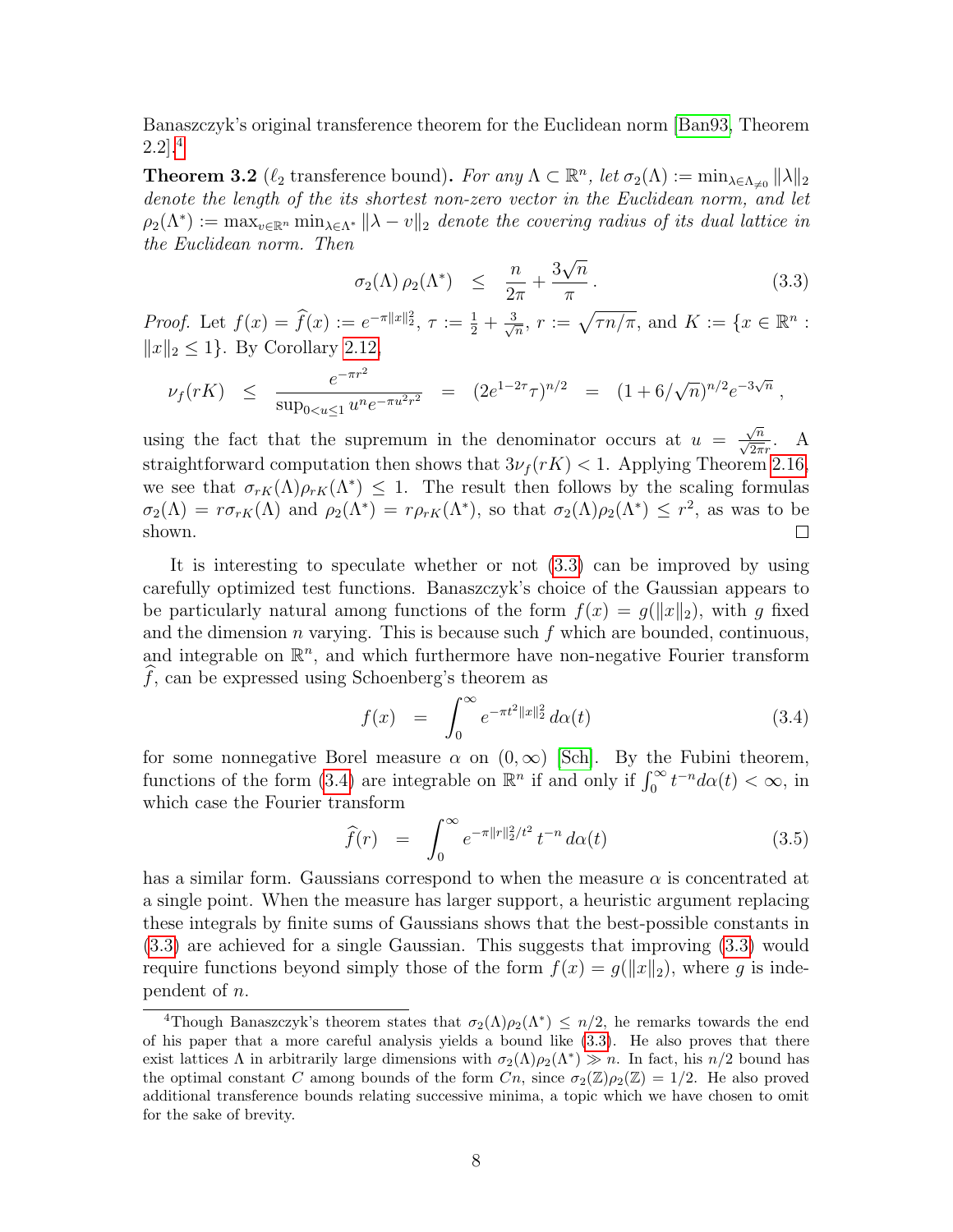Banaszczyk's original transference theorem for the Euclidean norm [Ban93, Theorem 2.2].[4]

**Theorem 3.2** ($\ell_2$ transference bound)**.** *For any $\Lambda \subset \mathbb{R}^n$, let $\sigma_2(\Lambda) := \min_{\lambda\in\Lambda_{\neq 0}} \|\lambda\|_2$ denote the length of the its shortest non-zero vector in the Euclidean norm, and let $\rho_2(\Lambda^*) := \max_{v\in\mathbb{R}^n} \min_{\lambda\in\Lambda^*} \|\lambda - v\|_2$ denote the covering radius of its dual lattice in the Euclidean norm. Then*

$$\sigma_2(\Lambda)\,\rho_2(\Lambda^*) \quad\leq\quad \frac{n}{2\pi} + \frac{3\sqrt{n}}{\pi}\,. \tag{3.3}$$

*Proof.* Let $f(x) = \widehat{f}(x) := e^{-\pi\|x\|_2^2}$, $\tau := \frac{1}{2} + \frac{3}{\sqrt{n}}$, $r := \sqrt{\tau n/\pi}$, and $K := \{x \in \mathbb{R}^n : \|x\|_2 \leq 1\}$. By Corollary 2.12,

$$\nu_f(rK) \quad\leq\quad \frac{e^{-\pi r^2}}{\sup_{0<u\leq 1} u^n e^{-\pi u^2 r^2}} \quad=\quad (2e^{1-2\tau}\tau)^{n/2} \quad=\quad (1+6/\sqrt{n})^{n/2}e^{-3\sqrt{n}}\,,$$

using the fact that the supremum in the denominator occurs at $u = \frac{\sqrt{n}}{\sqrt{2\pi}r}$. A straightforward computation then shows that $3\nu_f(rK) < 1$. Applying Theorem 2.16, we see that $\sigma_{rK}(\Lambda)\rho_{rK}(\Lambda^*) \leq 1$. The result then follows by the scaling formulas $\sigma_2(\Lambda) = r\sigma_{rK}(\Lambda)$ and $\rho_2(\Lambda^*) = r\rho_{rK}(\Lambda^*)$, so that $\sigma_2(\Lambda)\rho_2(\Lambda^*) \leq r^2$, as was to be shown. $\square$

It is interesting to speculate whether or not (3.3) can be improved by using carefully optimized test functions. Banaszczyk's choice of the Gaussian appears to be particularly natural among functions of the form $f(x) = g(\|x\|_2)$, with $g$ fixed and the dimension $n$ varying. This is because such $f$ which are bounded, continuous, and integrable on $\mathbb{R}^n$, and which furthermore have non-negative Fourier transform $\widehat{f}$, can be expressed using Schoenberg's theorem as

$$f(x) \quad=\quad \int_0^\infty e^{-\pi t^2\|x\|_2^2}\,d\alpha(t) \tag{3.4}$$

for some nonnegative Borel measure $\alpha$ on $(0,\infty)$ [Sch]. By the Fubini theorem, functions of the form (3.4) are integrable on $\mathbb{R}^n$ if and only if $\int_0^\infty t^{-n}d\alpha(t) < \infty$, in which case the Fourier transform

$$\widehat{f}(r) \quad=\quad \int_0^\infty e^{-\pi\|r\|_2^2/t^2}\,t^{-n}\,d\alpha(t) \tag{3.5}$$

has a similar form. Gaussians correspond to when the measure $\alpha$ is concentrated at a single point. When the measure has larger support, a heuristic argument replacing these integrals by finite sums of Gaussians shows that the best-possible constants in (3.3) are achieved for a single Gaussian. This suggests that improving (3.3) would require functions beyond simply those of the form $f(x) = g(\|x\|_2)$, where $g$ is independent of $n$.

---

[4] Though Banaszczyk's theorem states that $\sigma_2(\Lambda)\rho_2(\Lambda^*) \leq n/2$, he remarks towards the end of his paper that a more careful analysis yields a bound like (3.3). He also proves that there exist lattices $\Lambda$ in arbitrarily large dimensions with $\sigma_2(\Lambda)\rho_2(\Lambda^*) \gg n$. In fact, his $n/2$ bound has the optimal constant $C$ among bounds of the form $Cn$, since $\sigma_2(\mathbb{Z})\rho_2(\mathbb{Z}) = 1/2$. He also proved additional transference bounds relating successive minima, a topic which we have chosen to omit for the sake of brevity.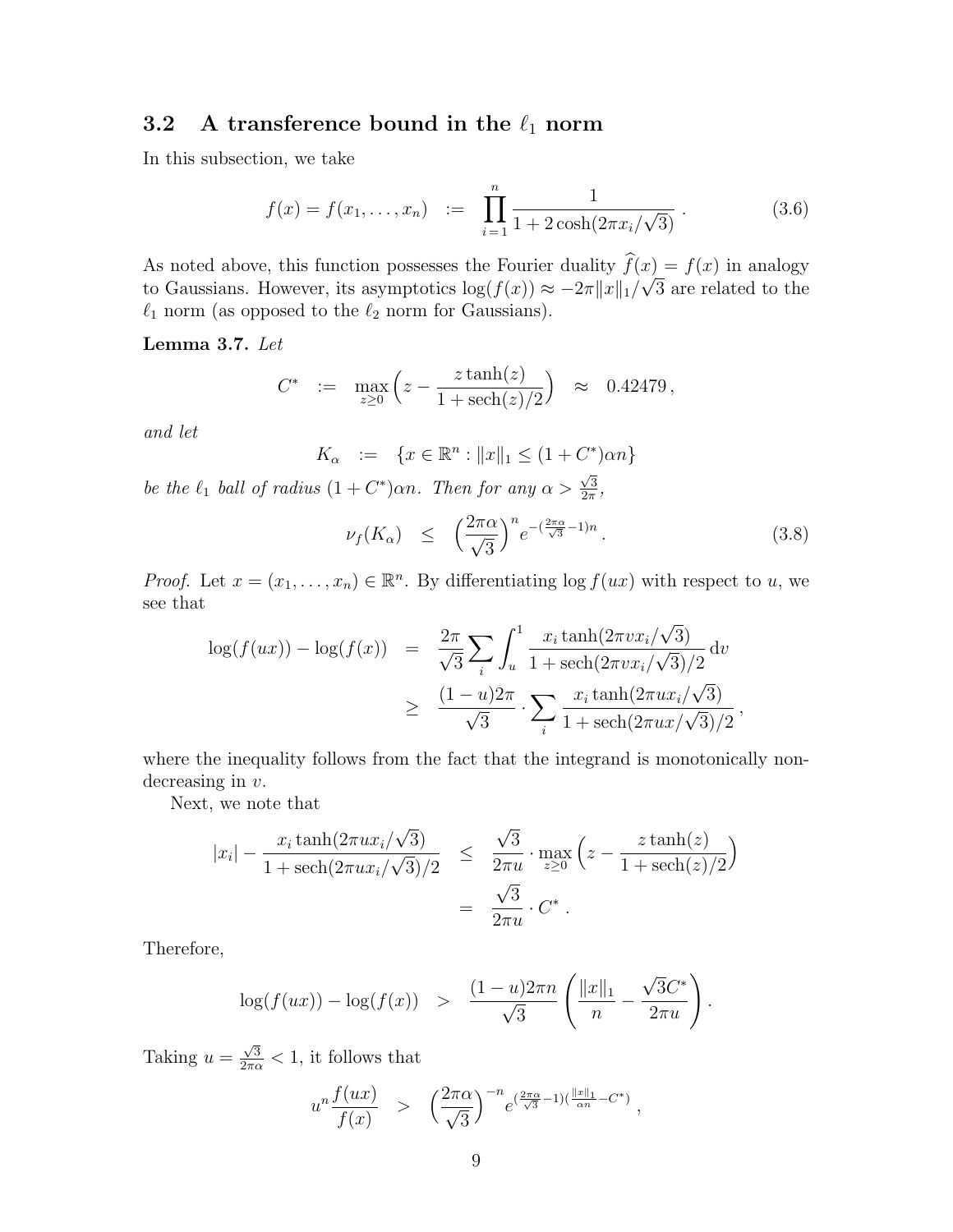### 3.2 A transference bound in the $\ell_1$ norm

In this subsection, we take

$$f(x) = f(x_1, \ldots, x_n) \quad := \quad \prod_{i=1}^{n} \frac{1}{1 + 2\cosh(2\pi x_i/\sqrt{3})} \,. \tag{3.6}$$

As noted above, this function possesses the Fourier duality $\widehat{f}(x) = f(x)$ in analogy to Gaussians. However, its asymptotics $\log(f(x)) \approx -2\pi\|x\|_1/\sqrt{3}$ are related to the $\ell_1$ norm (as opposed to the $\ell_2$ norm for Gaussians).

**Lemma 3.7.** *Let*

$$C^* \quad := \quad \max_{z \geq 0} \Big( z - \frac{z \tanh(z)}{1 + \operatorname{sech}(z)/2} \Big) \quad \approx \quad 0.42479 \,,$$

*and let*

$$K_\alpha \quad := \quad \{x \in \mathbb{R}^n : \|x\|_1 \leq (1 + C^*)\alpha n\}$$

*be the $\ell_1$ ball of radius $(1 + C^*)\alpha n$. Then for any $\alpha > \frac{\sqrt{3}}{2\pi}$,*

$$\nu_f(K_\alpha) \quad \leq \quad \Big(\frac{2\pi\alpha}{\sqrt{3}}\Big)^n e^{-(\frac{2\pi\alpha}{\sqrt{3}} - 1)n} \,. \tag{3.8}$$

*Proof.* Let $x = (x_1, \ldots, x_n) \in \mathbb{R}^n$. By differentiating $\log f(ux)$ with respect to $u$, we see that

$$\begin{aligned}
\log(f(ux)) - \log(f(x)) \quad &= \quad \frac{2\pi}{\sqrt{3}} \sum_i \int_u^1 \frac{x_i \tanh(2\pi v x_i/\sqrt{3})}{1 + \operatorname{sech}(2\pi v x_i/\sqrt{3})/2} \, \mathrm{d}v \\
&\geq \quad \frac{(1-u)2\pi}{\sqrt{3}} \cdot \sum_i \frac{x_i \tanh(2\pi u x_i/\sqrt{3})}{1 + \operatorname{sech}(2\pi u x/\sqrt{3})/2} \,,
\end{aligned}$$

where the inequality follows from the fact that the integrand is monotonically non-decreasing in $v$.

Next, we note that

$$\begin{aligned}
|x_i| - \frac{x_i \tanh(2\pi u x_i/\sqrt{3})}{1 + \operatorname{sech}(2\pi u x_i/\sqrt{3})/2} \quad &\leq \quad \frac{\sqrt{3}}{2\pi u} \cdot \max_{z \geq 0} \Big( z - \frac{z \tanh(z)}{1 + \operatorname{sech}(z)/2} \Big) \\
&= \quad \frac{\sqrt{3}}{2\pi u} \cdot C^* \,.
\end{aligned}$$

Therefore,

$$\log(f(ux)) - \log(f(x)) \quad > \quad \frac{(1-u)2\pi n}{\sqrt{3}} \left( \frac{\|x\|_1}{n} - \frac{\sqrt{3}C^*}{2\pi u} \right) .$$

Taking $u = \frac{\sqrt{3}}{2\pi\alpha} < 1$, it follows that

$$u^n \frac{f(ux)}{f(x)} \quad > \quad \Big(\frac{2\pi\alpha}{\sqrt{3}}\Big)^{-n} e^{(\frac{2\pi\alpha}{\sqrt{3}} - 1)(\frac{\|x\|_1}{\alpha n} - C^*)} \,,$$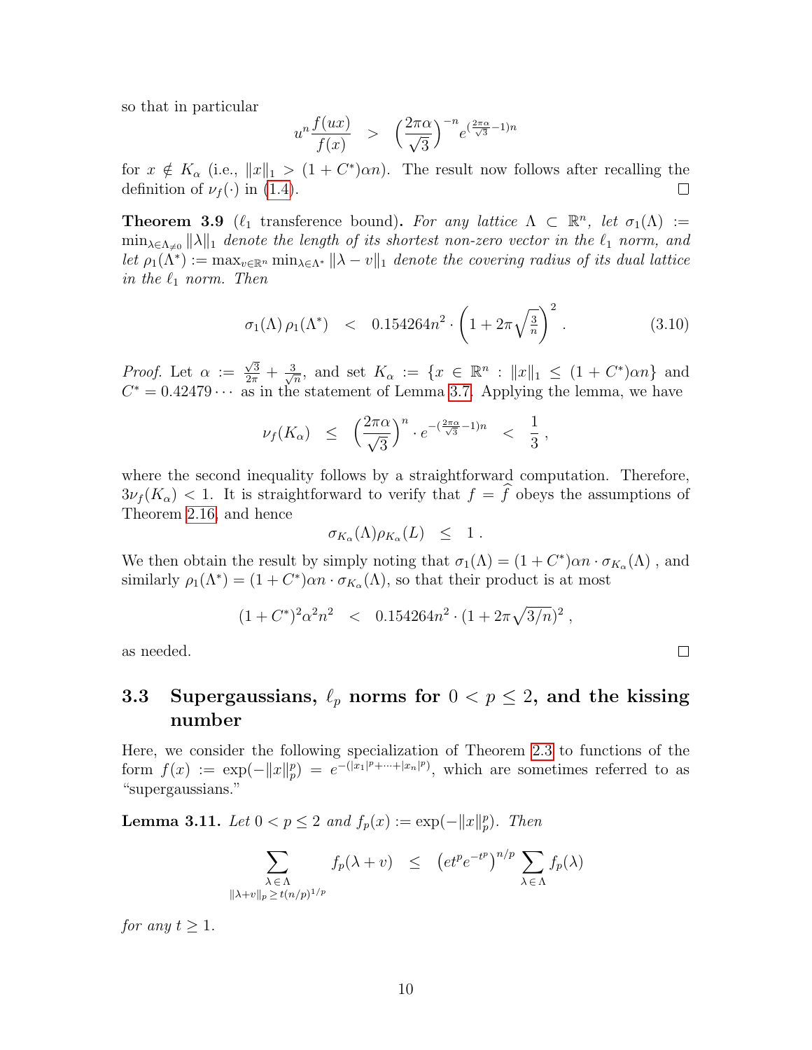so that in particular

$$u^n \frac{f(ux)}{f(x)} \quad > \quad \left(\frac{2\pi\alpha}{\sqrt{3}}\right)^{-n} e^{(\frac{2\pi\alpha}{\sqrt{3}}-1)n}$$

for $x \notin K_\alpha$ (i.e., $\|x\|_1 > (1+C^*)\alpha n$). The result now follows after recalling the definition of $\nu_f(\cdot)$ in (1.4). ☐

**Theorem 3.9** ($\ell_1$ transference bound). *For any lattice $\Lambda \subset \mathbb{R}^n$, let $\sigma_1(\Lambda) := \min_{\lambda \in \Lambda_{\neq 0}} \|\lambda\|_1$ denote the length of its shortest non-zero vector in the $\ell_1$ norm, and let $\rho_1(\Lambda^*) := \max_{v \in \mathbb{R}^n} \min_{\lambda \in \Lambda^*} \|\lambda - v\|_1$ denote the covering radius of its dual lattice in the $\ell_1$ norm. Then*

$$\sigma_1(\Lambda)\,\rho_1(\Lambda^*) \quad < \quad 0.154264 n^2 \cdot \left(1 + 2\pi\sqrt{\tfrac{3}{n}}\right)^2 . \tag{3.10}$$

*Proof.* Let $\alpha := \frac{\sqrt{3}}{2\pi} + \frac{3}{\sqrt{n}}$, and set $K_\alpha := \{x \in \mathbb{R}^n : \|x\|_1 \leq (1+C^*)\alpha n\}$ and $C^* = 0.42479\cdots$ as in the statement of Lemma 3.7. Applying the lemma, we have

$$\nu_f(K_\alpha) \quad \leq \quad \left(\frac{2\pi\alpha}{\sqrt{3}}\right)^n \cdot e^{-(\frac{2\pi\alpha}{\sqrt{3}}-1)n} \quad < \quad \frac{1}{3} ,$$

where the second inequality follows by a straightforward computation. Therefore, $3\nu_f(K_\alpha) < 1$. It is straightforward to verify that $f = \widehat{f}$ obeys the assumptions of Theorem 2.16, and hence

$$\sigma_{K_\alpha}(\Lambda)\rho_{K_\alpha}(L) \quad \leq \quad 1 .$$

We then obtain the result by simply noting that $\sigma_1(\Lambda) = (1+C^*)\alpha n \cdot \sigma_{K_\alpha}(\Lambda)$ , and similarly $\rho_1(\Lambda^*) = (1+C^*)\alpha n \cdot \sigma_{K_\alpha}(\Lambda)$, so that their product is at most

$$(1+C^*)^2\alpha^2 n^2 \quad < \quad 0.154264 n^2 \cdot (1 + 2\pi\sqrt{3/n})^2 ,$$

as needed. ☐

## 3.3 Supergaussians, $\ell_p$ norms for $0 < p \leq 2$, and the kissing number

Here, we consider the following specialization of Theorem 2.3 to functions of the form $f(x) := \exp(-\|x\|_p^p) = e^{-(|x_1|^p + \cdots + |x_n|^p)}$, which are sometimes referred to as "supergaussians."

**Lemma 3.11.** *Let $0 < p \leq 2$ and $f_p(x) := \exp(-\|x\|_p^p)$. Then*

$$\sum_{\substack{\lambda \in \Lambda \\ \|\lambda + v\|_p \geq t(n/p)^{1/p}}} f_p(\lambda + v) \quad \leq \quad \left(e t^p e^{-t^p}\right)^{n/p} \sum_{\lambda \in \Lambda} f_p(\lambda)$$

*for any $t \geq 1$.*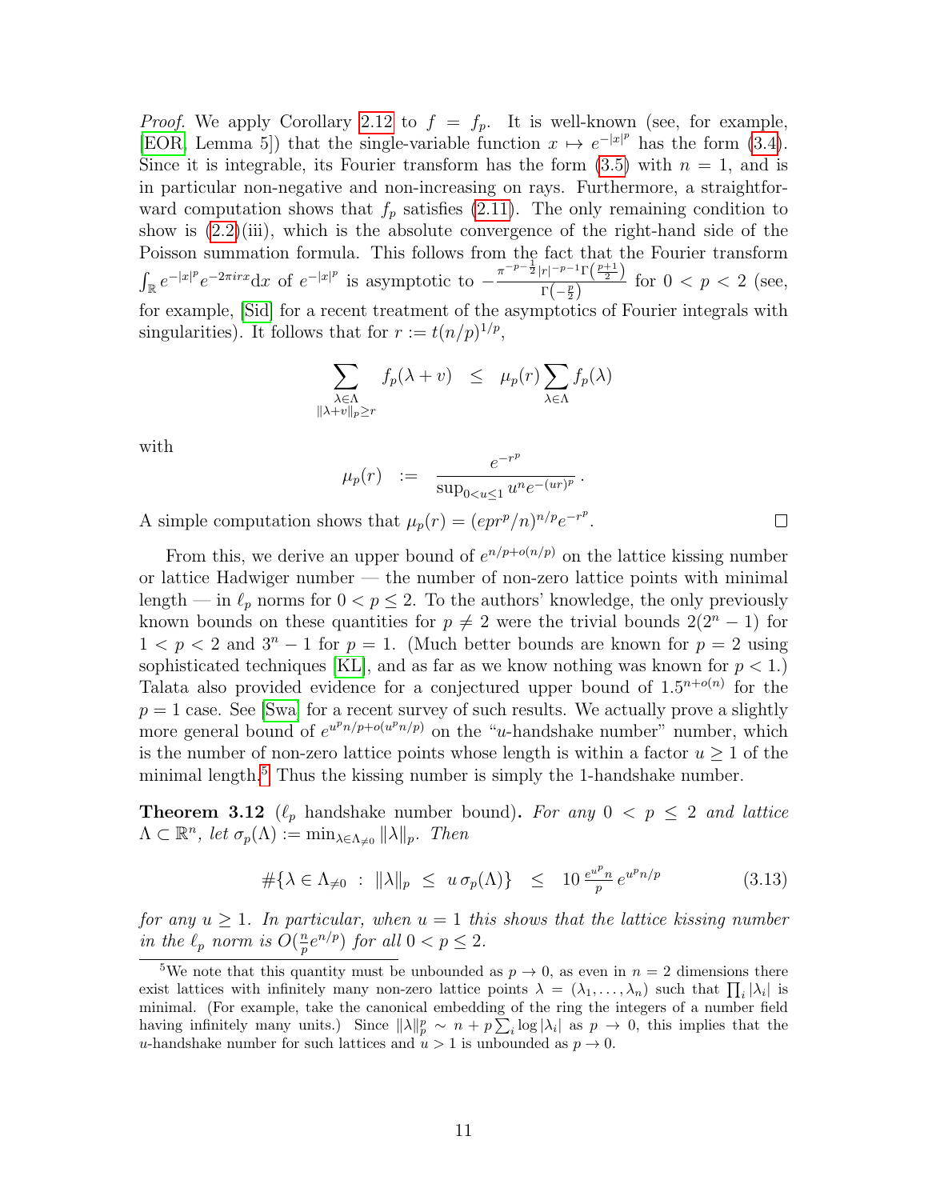*Proof.* We apply Corollary 2.12 to $f = f_p$. It is well-known (see, for example, [EOR, Lemma 5]) that the single-variable function $x \mapsto e^{-|x|^p}$ has the form (3.4). Since it is integrable, its Fourier transform has the form (3.5) with $n = 1$, and is in particular non-negative and non-increasing on rays. Furthermore, a straightforward computation shows that $f_p$ satisfies (2.11). The only remaining condition to show is (2.2)(iii), which is the absolute convergence of the right-hand side of the Poisson summation formula. This follows from the fact that the Fourier transform $\int_{\mathbb{R}} e^{-|x|^p} e^{-2\pi i r x} \mathrm{d}x$ of $e^{-|x|^p}$ is asymptotic to $-\frac{\pi^{-p-\frac{1}{2}}|r|^{-p-1}\Gamma\left(\frac{p+1}{2}\right)}{\Gamma\left(-\frac{p}{2}\right)}$ for $0 < p < 2$ (see, for example, [Sid] for a recent treatment of the asymptotics of Fourier integrals with singularities). It follows that for $r := t(n/p)^{1/p}$,

$$\sum_{\substack{\lambda \in \Lambda \\ \|\lambda + v\|_p \geq r}} f_p(\lambda + v) \quad \leq \quad \mu_p(r) \sum_{\lambda \in \Lambda} f_p(\lambda)$$

with

$$\mu_p(r) \quad := \quad \frac{e^{-r^p}}{\sup_{0 < u \leq 1} u^n e^{-(ur)^p}} \,.$$

A simple computation shows that $\mu_p(r) = (epr^p/n)^{n/p} e^{-r^p}$. $\square$

From this, we derive an upper bound of $e^{n/p + o(n/p)}$ on the lattice kissing number or lattice Hadwiger number — the number of non-zero lattice points with minimal length — in $\ell_p$ norms for $0 < p \leq 2$. To the authors' knowledge, the only previously known bounds on these quantities for $p \neq 2$ were the trivial bounds $2(2^n - 1)$ for $1 < p < 2$ and $3^n - 1$ for $p = 1$. (Much better bounds are known for $p = 2$ using sophisticated techniques [KL], and as far as we know nothing was known for $p < 1$.) Talata also provided evidence for a conjectured upper bound of $1.5^{n+o(n)}$ for the $p = 1$ case. See [Swa] for a recent survey of such results. We actually prove a slightly more general bound of $e^{u^p n/p + o(u^p n/p)}$ on the "$u$-handshake number" number, which is the number of non-zero lattice points whose length is within a factor $u \geq 1$ of the minimal length.[5] Thus the kissing number is simply the 1-handshake number.

**Theorem 3.12** ($\ell_p$ handshake number bound)**.** *For any $0 < p \leq 2$ and lattice $\Lambda \subset \mathbb{R}^n$, let $\sigma_p(\Lambda) := \min_{\lambda \in \Lambda_{\neq 0}} \|\lambda\|_p$. Then*

$$\#\{\lambda \in \Lambda_{\neq 0} \;:\; \|\lambda\|_p \;\leq\; u\,\sigma_p(\Lambda)\} \quad \leq \quad 10\,\tfrac{e^{u^p}n}{p}\,e^{u^p n/p} \tag{3.13}$$

*for any $u \geq 1$. In particular, when $u = 1$ this shows that the lattice kissing number in the $\ell_p$ norm is $O(\frac{n}{p}e^{n/p})$ for all $0 < p \leq 2$.*

---

[5] We note that this quantity must be unbounded as $p \to 0$, as even in $n = 2$ dimensions there exist lattices with infinitely many non-zero lattice points $\lambda = (\lambda_1, \ldots, \lambda_n)$ such that $\prod_i |\lambda_i|$ is minimal. (For example, take the canonical embedding of the ring the integers of a number field having infinitely many units.) Since $\|\lambda\|_p^p \sim n + p\sum_i \log|\lambda_i|$ as $p \to 0$, this implies that the $u$-handshake number for such lattices and $u > 1$ is unbounded as $p \to 0$.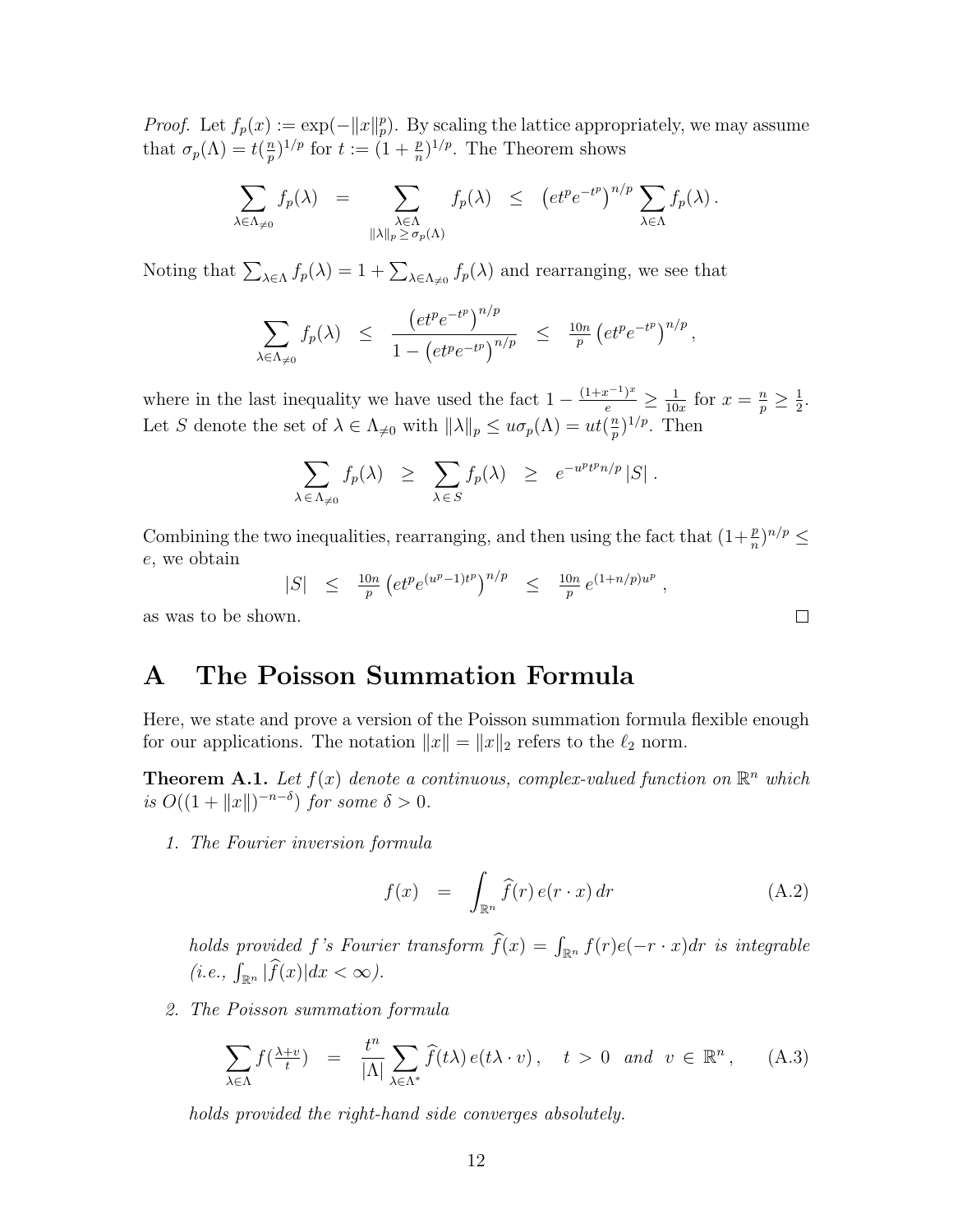*Proof.* Let $f_p(x) := \exp(-\|x\|_p^p)$. By scaling the lattice appropriately, we may assume that $\sigma_p(\Lambda) = t(\frac{n}{p})^{1/p}$ for $t := (1+\frac{p}{n})^{1/p}$. The Theorem shows

$$\sum_{\lambda\in\Lambda_{\neq 0}} f_p(\lambda) \;=\; \sum_{\substack{\lambda\in\Lambda \\ \|\lambda\|_p \,\geq\, \sigma_p(\Lambda)}} f_p(\lambda) \;\leq\; \left(et^p e^{-t^p}\right)^{n/p} \sum_{\lambda\in\Lambda} f_p(\lambda)\,.$$

Noting that $\sum_{\lambda\in\Lambda} f_p(\lambda) = 1 + \sum_{\lambda\in\Lambda_{\neq 0}} f_p(\lambda)$ and rearranging, we see that

$$\sum_{\lambda\in\Lambda_{\neq 0}} f_p(\lambda) \;\leq\; \frac{\left(et^p e^{-t^p}\right)^{n/p}}{1-\left(et^p e^{-t^p}\right)^{n/p}} \;\leq\; \tfrac{10n}{p}\left(et^p e^{-t^p}\right)^{n/p},$$

where in the last inequality we have used the fact $1 - \frac{(1+x^{-1})^x}{e} \geq \frac{1}{10x}$ for $x = \frac{n}{p} \geq \frac{1}{2}$. Let $S$ denote the set of $\lambda \in \Lambda_{\neq 0}$ with $\|\lambda\|_p \leq u\sigma_p(\Lambda) = ut(\frac{n}{p})^{1/p}$. Then

$$\sum_{\lambda\,\in\,\Lambda_{\neq 0}} f_p(\lambda) \;\geq\; \sum_{\lambda\,\in\, S} f_p(\lambda) \;\geq\; e^{-u^p t^p n/p}\,|S|\,.$$

Combining the two inequalities, rearranging, and then using the fact that $(1+\frac{p}{n})^{n/p} \leq e$, we obtain

$$|S| \;\leq\; \tfrac{10n}{p}\left(et^p e^{(u^p-1)t^p}\right)^{n/p} \;\leq\; \tfrac{10n}{p}\, e^{(1+n/p)u^p}\,,$$

as was to be shown. □

# A The Poisson Summation Formula

Here, we state and prove a version of the Poisson summation formula flexible enough for our applications. The notation $\|x\| = \|x\|_2$ refers to the $\ell_2$ norm.

**Theorem A.1.** *Let $f(x)$ denote a continuous, complex-valued function on $\mathbb{R}^n$ which is $O((1+\|x\|)^{-n-\delta})$ for some $\delta > 0$.*

1. *The Fourier inversion formula*

$$f(x) \;=\; \int_{\mathbb{R}^n} \widehat{f}(r)\, e(r\cdot x)\, dr \tag{A.2}$$

*holds provided f's Fourier transform $\widehat{f}(x) = \int_{\mathbb{R}^n} f(r) e(-r\cdot x) dr$ is integrable (i.e., $\int_{\mathbb{R}^n} |\widehat{f}(x)| dx < \infty$).*

2. *The Poisson summation formula*

$$\sum_{\lambda\in\Lambda} f(\tfrac{\lambda+v}{t}) \;=\; \frac{t^n}{|\Lambda|}\sum_{\lambda\in\Lambda^*} \widehat{f}(t\lambda)\, e(t\lambda\cdot v)\,, \quad t > 0 \;\text{ and }\; v \in \mathbb{R}^n\,, \tag{A.3}$$

*holds provided the right-hand side converges absolutely.*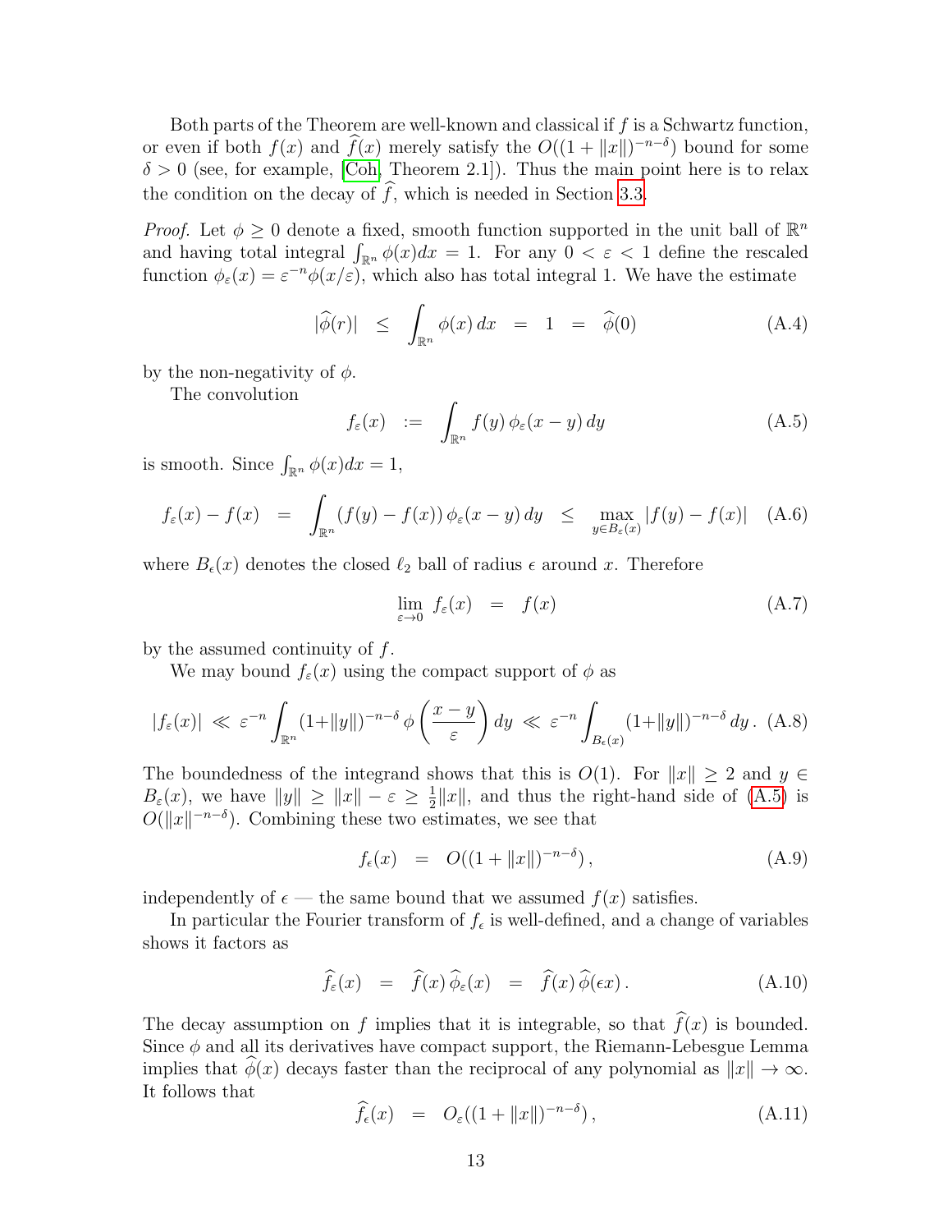Both parts of the Theorem are well-known and classical if $f$ is a Schwartz function, or even if both $f(x)$ and $\widehat{f}(x)$ merely satisfy the $O((1+\|x\|)^{-n-\delta})$ bound for some $\delta > 0$ (see, for example, [Coh, Theorem 2.1]). Thus the main point here is to relax the condition on the decay of $\widehat{f}$, which is needed in Section 3.3.

*Proof.* Let $\phi \geq 0$ denote a fixed, smooth function supported in the unit ball of $\mathbb{R}^n$ and having total integral $\int_{\mathbb{R}^n} \phi(x)dx = 1$. For any $0 < \varepsilon < 1$ define the rescaled function $\phi_\varepsilon(x) = \varepsilon^{-n}\phi(x/\varepsilon)$, which also has total integral 1. We have the estimate

$$|\widehat{\phi}(r)| \quad \leq \quad \int_{\mathbb{R}^n} \phi(x)\,dx \quad = \quad 1 \quad = \quad \widehat{\phi}(0) \tag{A.4}$$

by the non-negativity of $\phi$.

The convolution

$$f_\varepsilon(x) \quad := \quad \int_{\mathbb{R}^n} f(y)\,\phi_\varepsilon(x-y)\,dy \tag{A.5}$$

is smooth. Since $\int_{\mathbb{R}^n}\phi(x)dx = 1$,

$$f_\varepsilon(x) - f(x) \quad = \quad \int_{\mathbb{R}^n} (f(y)-f(x))\,\phi_\varepsilon(x-y)\,dy \quad \leq \quad \max_{y\in B_\varepsilon(x)} |f(y)-f(x)| \tag{A.6}$$

where $B_\epsilon(x)$ denotes the closed $\ell_2$ ball of radius $\epsilon$ around $x$. Therefore

$$\lim_{\varepsilon\to 0} f_\varepsilon(x) \quad = \quad f(x) \tag{A.7}$$

by the assumed continuity of $f$.

We may bound $f_\varepsilon(x)$ using the compact support of $\phi$ as

$$|f_\varepsilon(x)| \ll \varepsilon^{-n}\int_{\mathbb{R}^n} (1+\|y\|)^{-n-\delta}\,\phi\left(\frac{x-y}{\varepsilon}\right)dy \ll \varepsilon^{-n}\int_{B_\epsilon(x)} (1+\|y\|)^{-n-\delta}\,dy\,. \tag{A.8}$$

The boundedness of the integrand shows that this is $O(1)$. For $\|x\| \geq 2$ and $y \in B_\varepsilon(x)$, we have $\|y\| \geq \|x\| - \varepsilon \geq \frac{1}{2}\|x\|$, and thus the right-hand side of (A.5) is $O(\|x\|^{-n-\delta})$. Combining these two estimates, we see that

$$f_\epsilon(x) \quad = \quad O((1+\|x\|)^{-n-\delta})\,, \tag{A.9}$$

independently of $\epsilon$ — the same bound that we assumed $f(x)$ satisfies.

In particular the Fourier transform of $f_\epsilon$ is well-defined, and a change of variables shows it factors as

$$\widehat{f_\varepsilon}(x) \quad = \quad \widehat{f}(x)\,\widehat{\phi_\varepsilon}(x) \quad = \quad \widehat{f}(x)\,\widehat{\phi}(\epsilon x)\,. \tag{A.10}$$

The decay assumption on $f$ implies that it is integrable, so that $\widehat{f}(x)$ is bounded. Since $\phi$ and all its derivatives have compact support, the Riemann-Lebesgue Lemma implies that $\widehat{\phi}(x)$ decays faster than the reciprocal of any polynomial as $\|x\| \to \infty$. It follows that

$$\widehat{f_\epsilon}(x) \quad = \quad O_\varepsilon((1+\|x\|)^{-n-\delta})\,, \tag{A.11}$$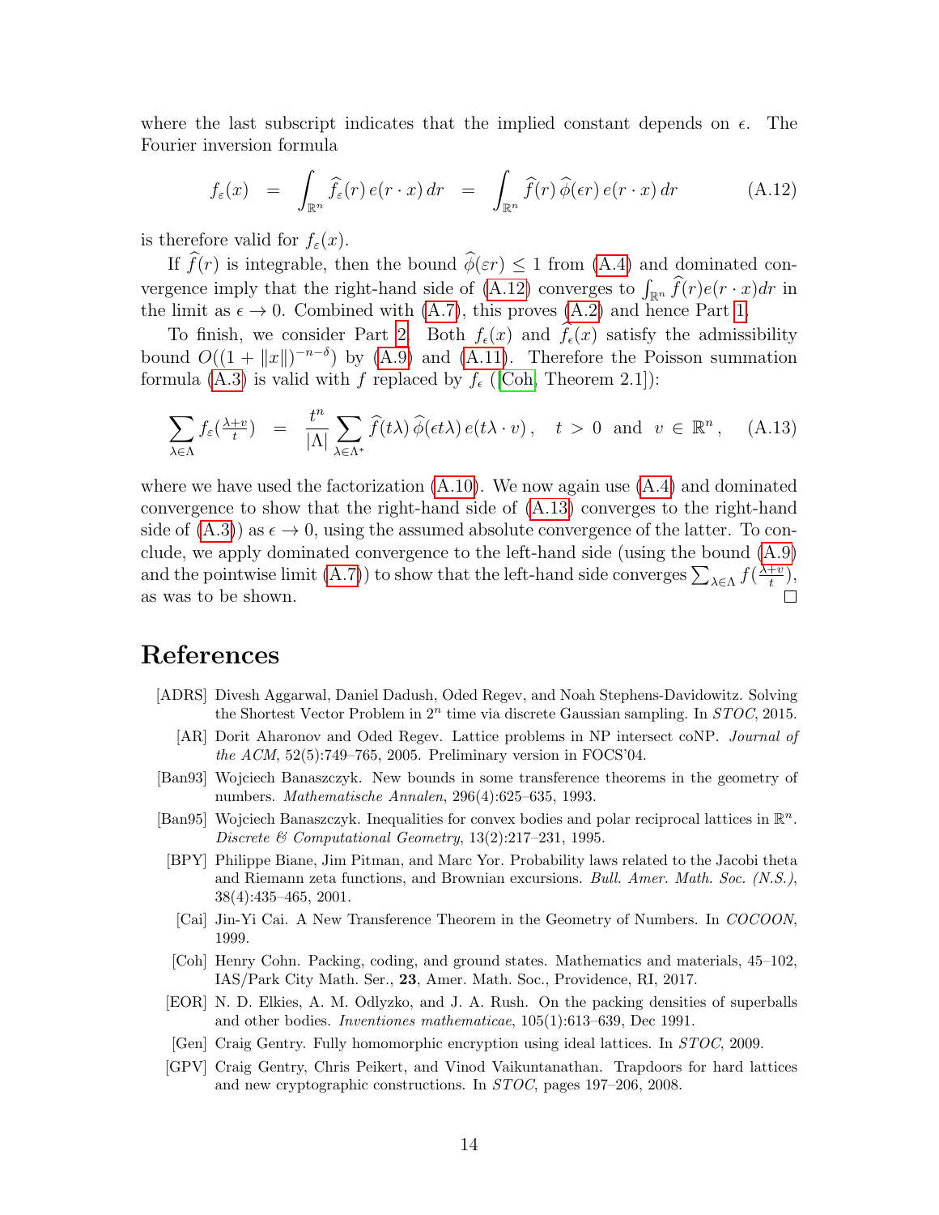where the last subscript indicates that the implied constant depends on $\epsilon$. The Fourier inversion formula

$$f_\varepsilon(x) \;=\; \int_{\mathbb{R}^n} \widehat{f}_\varepsilon(r)\, e(r\cdot x)\, dr \;=\; \int_{\mathbb{R}^n} \widehat{f}(r)\, \widehat{\phi}(\epsilon r)\, e(r\cdot x)\, dr \tag{A.12}$$

is therefore valid for $f_\varepsilon(x)$.

If $\widehat{f}(r)$ is integrable, then the bound $\widehat{\phi}(\varepsilon r) \leq 1$ from (A.4) and dominated convergence imply that the right-hand side of (A.12) converges to $\int_{\mathbb{R}^n} \widehat{f}(r) e(r\cdot x) dr$ in the limit as $\epsilon \to 0$. Combined with (A.7), this proves (A.2) and hence Part 1.

To finish, we consider Part 2. Both $f_\epsilon(x)$ and $\widehat{f_\epsilon}(x)$ satisfy the admissibility bound $O((1+\|x\|)^{-n-\delta})$ by (A.9) and (A.11). Therefore the Poisson summation formula (A.3) is valid with $f$ replaced by $f_\epsilon$ ([Coh, Theorem 2.1]):

$$\sum_{\lambda\in\Lambda} f_\varepsilon(\tfrac{\lambda+v}{t}) \;=\; \frac{t^n}{|\Lambda|}\sum_{\lambda\in\Lambda^*} \widehat{f}(t\lambda)\, \widehat{\phi}(\epsilon t\lambda)\, e(t\lambda\cdot v)\,, \quad t>0 \ \text{ and } \ v\in\mathbb{R}^n\,, \tag{A.13}$$

where we have used the factorization (A.10). We now again use (A.4) and dominated convergence to show that the right-hand side of (A.13) converges to the right-hand side of (A.3)) as $\epsilon \to 0$, using the assumed absolute convergence of the latter. To conclude, we apply dominated convergence to the left-hand side (using the bound (A.9) and the pointwise limit (A.7)) to show that the left-hand side converges $\sum_{\lambda\in\Lambda} f(\frac{\lambda+v}{t})$, as was to be shown. □

## References

[ADRS] Divesh Aggarwal, Daniel Dadush, Oded Regev, and Noah Stephens-Davidowitz. Solving the Shortest Vector Problem in $2^n$ time via discrete Gaussian sampling. In *STOC*, 2015.

[AR] Dorit Aharonov and Oded Regev. Lattice problems in NP intersect coNP. *Journal of the ACM*, 52(5):749–765, 2005. Preliminary version in FOCS'04.

[Ban93] Wojciech Banaszczyk. New bounds in some transference theorems in the geometry of numbers. *Mathematische Annalen*, 296(4):625–635, 1993.

[Ban95] Wojciech Banaszczyk. Inequalities for convex bodies and polar reciprocal lattices in $\mathbb{R}^n$. *Discrete & Computational Geometry*, 13(2):217–231, 1995.

[BPY] Philippe Biane, Jim Pitman, and Marc Yor. Probability laws related to the Jacobi theta and Riemann zeta functions, and Brownian excursions. *Bull. Amer. Math. Soc. (N.S.)*, 38(4):435–465, 2001.

[Cai] Jin-Yi Cai. A New Transference Theorem in the Geometry of Numbers. In *COCOON*, 1999.

[Coh] Henry Cohn. Packing, coding, and ground states. Mathematics and materials, 45–102, IAS/Park City Math. Ser., **23**, Amer. Math. Soc., Providence, RI, 2017.

[EOR] N. D. Elkies, A. M. Odlyzko, and J. A. Rush. On the packing densities of superballs and other bodies. *Inventiones mathematicae*, 105(1):613–639, Dec 1991.

[Gen] Craig Gentry. Fully homomorphic encryption using ideal lattices. In *STOC*, 2009.

[GPV] Craig Gentry, Chris Peikert, and Vinod Vaikuntanathan. Trapdoors for hard lattices and new cryptographic constructions. In *STOC*, pages 197–206, 2008.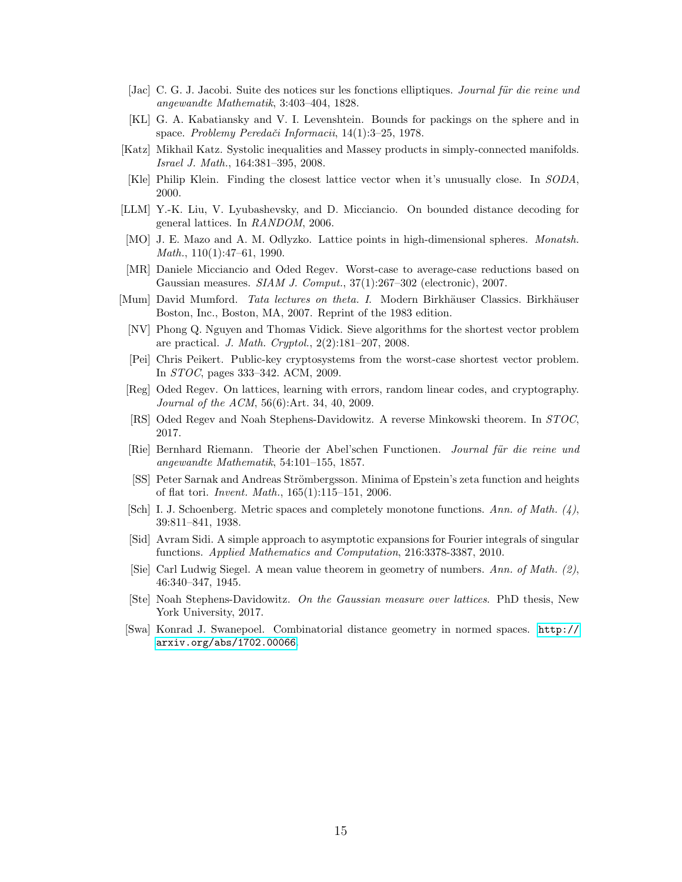[Jac] C. G. J. Jacobi. Suite des notices sur les fonctions elliptiques. *Journal für die reine und angewandte Mathematik*, 3:403–404, 1828.

[KL] G. A. Kabatiansky and V. I. Levenshtein. Bounds for packings on the sphere and in space. *Problemy Peredači Informacii*, 14(1):3–25, 1978.

[Katz] Mikhail Katz. Systolic inequalities and Massey products in simply-connected manifolds. *Israel J. Math.*, 164:381–395, 2008.

[Kle] Philip Klein. Finding the closest lattice vector when it's unusually close. In *SODA*, 2000.

[LLM] Y.-K. Liu, V. Lyubashevsky, and D. Micciancio. On bounded distance decoding for general lattices. In *RANDOM*, 2006.

[MO] J. E. Mazo and A. M. Odlyzko. Lattice points in high-dimensional spheres. *Monatsh. Math.*, 110(1):47–61, 1990.

[MR] Daniele Micciancio and Oded Regev. Worst-case to average-case reductions based on Gaussian measures. *SIAM J. Comput.*, 37(1):267–302 (electronic), 2007.

[Mum] David Mumford. *Tata lectures on theta. I*. Modern Birkhäuser Classics. Birkhäuser Boston, Inc., Boston, MA, 2007. Reprint of the 1983 edition.

[NV] Phong Q. Nguyen and Thomas Vidick. Sieve algorithms for the shortest vector problem are practical. *J. Math. Cryptol.*, 2(2):181–207, 2008.

[Pei] Chris Peikert. Public-key cryptosystems from the worst-case shortest vector problem. In *STOC*, pages 333–342. ACM, 2009.

[Reg] Oded Regev. On lattices, learning with errors, random linear codes, and cryptography. *Journal of the ACM*, 56(6):Art. 34, 40, 2009.

[RS] Oded Regev and Noah Stephens-Davidowitz. A reverse Minkowski theorem. In *STOC*, 2017.

[Rie] Bernhard Riemann. Theorie der Abel'schen Functionen. *Journal für die reine und angewandte Mathematik*, 54:101–155, 1857.

[SS] Peter Sarnak and Andreas Strömbergsson. Minima of Epstein's zeta function and heights of flat tori. *Invent. Math.*, 165(1):115–151, 2006.

[Sch] I. J. Schoenberg. Metric spaces and completely monotone functions. *Ann. of Math. (4)*, 39:811–841, 1938.

[Sid] Avram Sidi. A simple approach to asymptotic expansions for Fourier integrals of singular functions. *Applied Mathematics and Computation*, 216:3378-3387, 2010.

[Sie] Carl Ludwig Siegel. A mean value theorem in geometry of numbers. *Ann. of Math. (2)*, 46:340–347, 1945.

[Ste] Noah Stephens-Davidowitz. *On the Gaussian measure over lattices*. PhD thesis, New York University, 2017.

[Swa] Konrad J. Swanepoel. Combinatorial distance geometry in normed spaces. http://arxiv.org/abs/1702.00066.